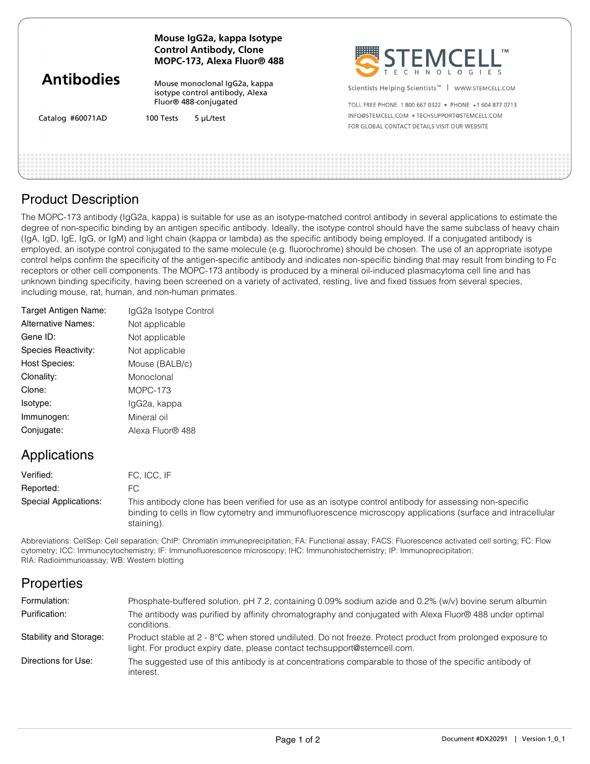# Antibodies

**Mouse IgG2a, kappa Isotype Control Antibody, Clone MOPC-173, Alexa Fluor® 488**

Mouse monoclonal IgG2a, kappa isotype control antibody, Alexa Fluor® 488-conjugated

Catalog #60071AD 100 Tests 5 µL/test

STEMCELL™ TECHNOLOGIES

Scientists Helping Scientists™ | WWW.STEMCELL.COM

TOLL FREE PHONE 1 800 667 0322 • PHONE +1 604 877 0713
INFO@STEMCELL.COM • TECHSUPPORT@STEMCELL.COM
FOR GLOBAL CONTACT DETAILS VISIT OUR WEBSITE

## Product Description

The MOPC-173 antibody (IgG2a, kappa) is suitable for use as an isotype-matched control antibody in several applications to estimate the degree of non-specific binding by an antigen specific antibody. Ideally, the isotype control should have the same subclass of heavy chain (IgA, IgD, IgE, IgG, or IgM) and light chain (kappa or lambda) as the specific antibody being employed. If a conjugated antibody is employed, an isotype control conjugated to the same molecule (e.g. fluorochrome) should be chosen. The use of an appropriate isotype control helps confirm the specificity of the antigen-specific antibody and indicates non-specific binding that may result from binding to Fc receptors or other cell components. The MOPC-173 antibody is produced by a mineral oil-induced plasmacytoma cell line and has unknown binding specificity, having been screened on a variety of activated, resting, live and fixed tissues from several species, including mouse, rat, human, and non-human primates.

| | |
|---|---|
| Target Antigen Name: | IgG2a Isotype Control |
| Alternative Names: | Not applicable |
| Gene ID: | Not applicable |
| Species Reactivity: | Not applicable |
| Host Species: | Mouse (BALB/c) |
| Clonality: | Monoclonal |
| Clone: | MOPC-173 |
| Isotype: | IgG2a, kappa |
| Immunogen: | Mineral oil |
| Conjugate: | Alexa Fluor® 488 |

## Applications

| | |
|---|---|
| Verified: | FC, ICC, IF |
| Reported: | FC |
| Special Applications: | This antibody clone has been verified for use as an isotype control antibody for assessing non-specific binding to cells in flow cytometry and immunofluorescence microscopy applications (surface and intracellular staining). |

Abbreviations: CellSep: Cell separation; ChIP: Chromatin immunoprecipitation; FA: Functional assay; FACS: Fluorescence activated cell sorting; FC: Flow cytometry; ICC: Immunocytochemistry; IF: Immunofluorescence microscopy; IHC: Immunohistochemistry; IP: Immunoprecipitation; RIA: Radioimmunoassay; WB: Western blotting

## Properties

| | |
|---|---|
| Formulation: | Phosphate-buffered solution, pH 7.2, containing 0.09% sodium azide and 0.2% (w/v) bovine serum albumin |
| Purification: | The antibody was purified by affinity chromatography and conjugated with Alexa Fluor® 488 under optimal conditions. |
| Stability and Storage: | Product stable at 2 - 8°C when stored undiluted. Do not freeze. Protect product from prolonged exposure to light. For product expiry date, please contact techsupport@stemcell.com. |
| Directions for Use: | The suggested use of this antibody is at concentrations comparable to those of the specific antibody of interest. |

Document #DX20291 | Version 1_0_1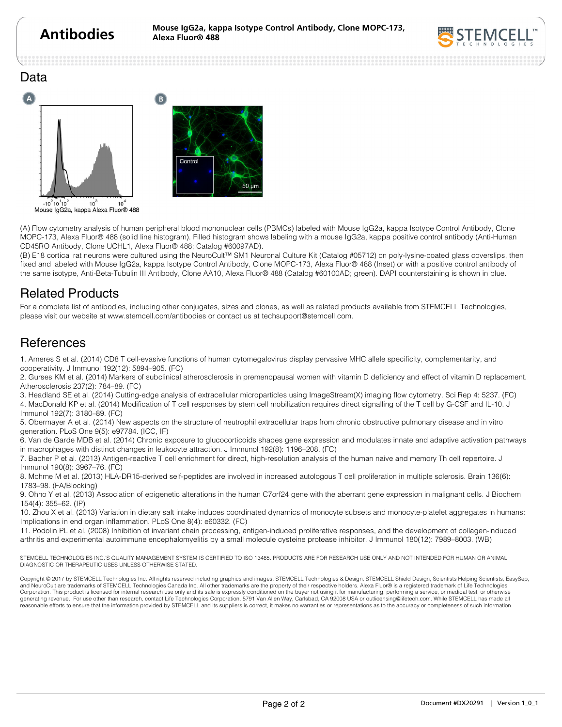## Data

A

-10[2] 10[1] 10[2]    10[3]    10[4]
Mouse IgG2a, kappa Alexa Fluor® 488

B

Control

50 µm

(A) Flow cytometry analysis of human peripheral blood mononuclear cells (PBMCs) labeled with Mouse IgG2a, kappa Isotype Control Antibody, Clone MOPC-173, Alexa Fluor® 488 (solid line histogram). Filled histogram shows labeling with a mouse IgG2a, kappa positive control antibody (Anti-Human CD45RO Antibody, Clone UCHL1, Alexa Fluor® 488; Catalog #60097AD).
(B) E18 cortical rat neurons were cultured using the NeuroCult™ SM1 Neuronal Culture Kit (Catalog #05712) on poly-lysine-coated glass coverslips, then fixed and labeled with Mouse IgG2a, kappa Isotype Control Antibody, Clone MOPC-173, Alexa Fluor® 488 (Inset) or with a positive control antibody of the same isotype, Anti-Beta-Tubulin III Antibody, Clone AA10, Alexa Fluor® 488 (Catalog #60100AD; green). DAPI counterstaining is shown in blue.

## Related Products

For a complete list of antibodies, including other conjugates, sizes and clones, as well as related products available from STEMCELL Technologies, please visit our website at www.stemcell.com/antibodies or contact us at techsupport@stemcell.com.

## References

1. Ameres S et al. (2014) CD8 T cell-evasive functions of human cytomegalovirus display pervasive MHC allele specificity, complementarity, and cooperativity. J Immunol 192(12): 5894–905. (FC)
2. Gurses KM et al. (2014) Markers of subclinical atherosclerosis in premenopausal women with vitamin D deficiency and effect of vitamin D replacement. Atherosclerosis 237(2): 784–89. (FC)
3. Headland SE et al. (2014) Cutting-edge analysis of extracellular microparticles using ImageStream(X) imaging flow cytometry. Sci Rep 4: 5237. (FC)
4. MacDonald KP et al. (2014) Modification of T cell responses by stem cell mobilization requires direct signalling of the T cell by G-CSF and IL-10. J Immunol 192(7): 3180–89. (FC)
5. Obermayer A et al. (2014) New aspects on the structure of neutrophil extracellular traps from chronic obstructive pulmonary disease and in vitro generation. PLoS One 9(5): e97784. (ICC, IF)
6. Van de Garde MDB et al. (2014) Chronic exposure to glucocorticoids shapes gene expression and modulates innate and adaptive activation pathways in macrophages with distinct changes in leukocyte attraction. J Immunol 192(8): 1196–208. (FC)
7. Bacher P et al. (2013) Antigen-reactive T cell enrichment for direct, high-resolution analysis of the human naive and memory Th cell repertoire. J Immunol 190(8): 3967–76. (FC)
8. Mohme M et al. (2013) HLA-DR15-derived self-peptides are involved in increased autologous T cell proliferation in multiple sclerosis. Brain 136(6): 1783–98. (FA/Blocking)
9. Ohno Y et al. (2013) Association of epigenetic alterations in the human C7orf24 gene with the aberrant gene expression in malignant cells. J Biochem 154(4): 355–62. (IP)
10. Zhou X et al. (2013) Variation in dietary salt intake induces coordinated dynamics of monocyte subsets and monocyte-platelet aggregates in humans: Implications in end organ inflammation. PLoS One 8(4): e60332. (FC)
11. Podolin PL et al. (2008) Inhibition of invariant chain processing, antigen-induced proliferative responses, and the development of collagen-induced arthritis and experimental autoimmune encephalomyelitis by a small molecule cysteine protease inhibitor. J Immunol 180(12): 7989–8003. (WB)

STEMCELL TECHNOLOGIES INC.'S QUALITY MANAGEMENT SYSTEM IS CERTIFIED TO ISO 13485. PRODUCTS ARE FOR RESEARCH USE ONLY AND NOT INTENDED FOR HUMAN OR ANIMAL DIAGNOSTIC OR THERAPEUTIC USES UNLESS OTHERWISE STATED.

Copyright © 2017 by STEMCELL Technologies Inc. All rights reserved including graphics and images. STEMCELL Technologies & Design, STEMCELL Shield Design, Scientists Helping Scientists, EasySep, and NeuroCult are trademarks of STEMCELL Technologies Canada Inc. All other trademarks are the property of their respective holders. Alexa Fluor® is a registered trademark of Life Technologies Corporation. This product is licensed for internal research use only and its sale is expressly conditioned on the buyer not using it for manufacturing, performing a service, or medical test, or otherwise generating revenue. For use other than research, contact Life Technologies Corporation, 5791 Van Allen Way, Carlsbad, CA 92008 USA or outlicensing@lifetech.com. While STEMCELL has made all reasonable efforts to ensure that the information provided by STEMCELL and its suppliers is correct, it makes no warranties or representations as to the accuracy or completeness of such information.